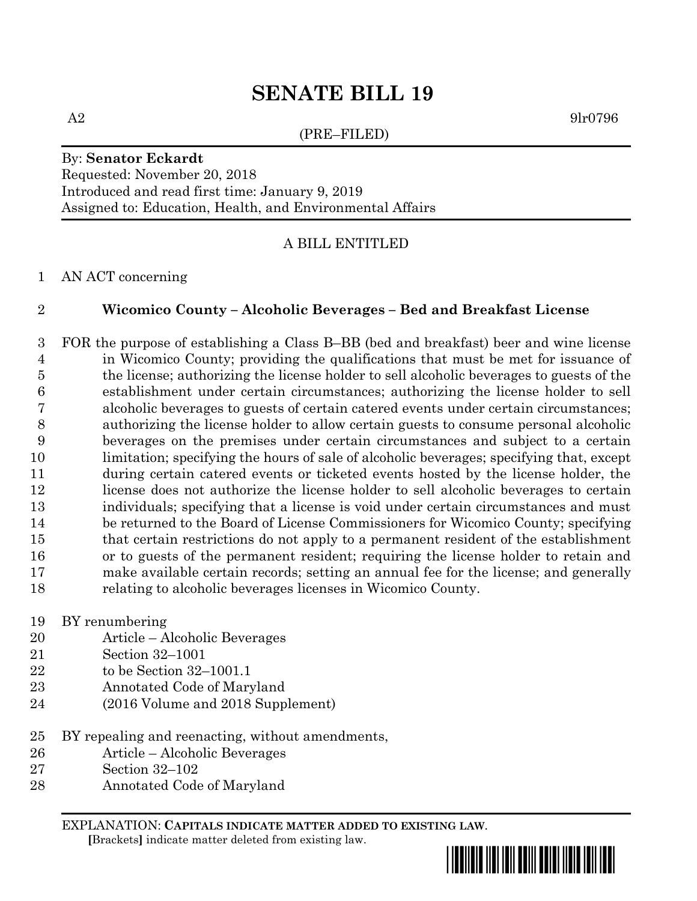# SENATE BILL 19

A2 9lr0796

(PRE–FILED)

By: **Senator Eckardt**
Requested: November 20, 2018
Introduced and read first time: January 9, 2019
Assigned to: Education, Health, and Environmental Affairs

A BILL ENTITLED

1 AN ACT concerning

2 **Wicomico County – Alcoholic Beverages – Bed and Breakfast License**

3 FOR the purpose of establishing a Class B–BB (bed and breakfast) beer and wine license
4 in Wicomico County; providing the qualifications that must be met for issuance of
5 the license; authorizing the license holder to sell alcoholic beverages to guests of the
6 establishment under certain circumstances; authorizing the license holder to sell
7 alcoholic beverages to guests of certain catered events under certain circumstances;
8 authorizing the license holder to allow certain guests to consume personal alcoholic
9 beverages on the premises under certain circumstances and subject to a certain
10 limitation; specifying the hours of sale of alcoholic beverages; specifying that, except
11 during certain catered events or ticketed events hosted by the license holder, the
12 license does not authorize the license holder to sell alcoholic beverages to certain
13 individuals; specifying that a license is void under certain circumstances and must
14 be returned to the Board of License Commissioners for Wicomico County; specifying
15 that certain restrictions do not apply to a permanent resident of the establishment
16 or to guests of the permanent resident; requiring the license holder to retain and
17 make available certain records; setting an annual fee for the license; and generally
18 relating to alcoholic beverages licenses in Wicomico County.

19 BY renumbering
20 Article – Alcoholic Beverages
21 Section 32–1001
22 to be Section 32–1001.1
23 Annotated Code of Maryland
24 (2016 Volume and 2018 Supplement)

25 BY repealing and reenacting, without amendments,
26 Article – Alcoholic Beverages
27 Section 32–102
28 Annotated Code of Maryland

EXPLANATION: **CAPITALS INDICATE MATTER ADDED TO EXISTING LAW.**
**[**Brackets**]** indicate matter deleted from existing law.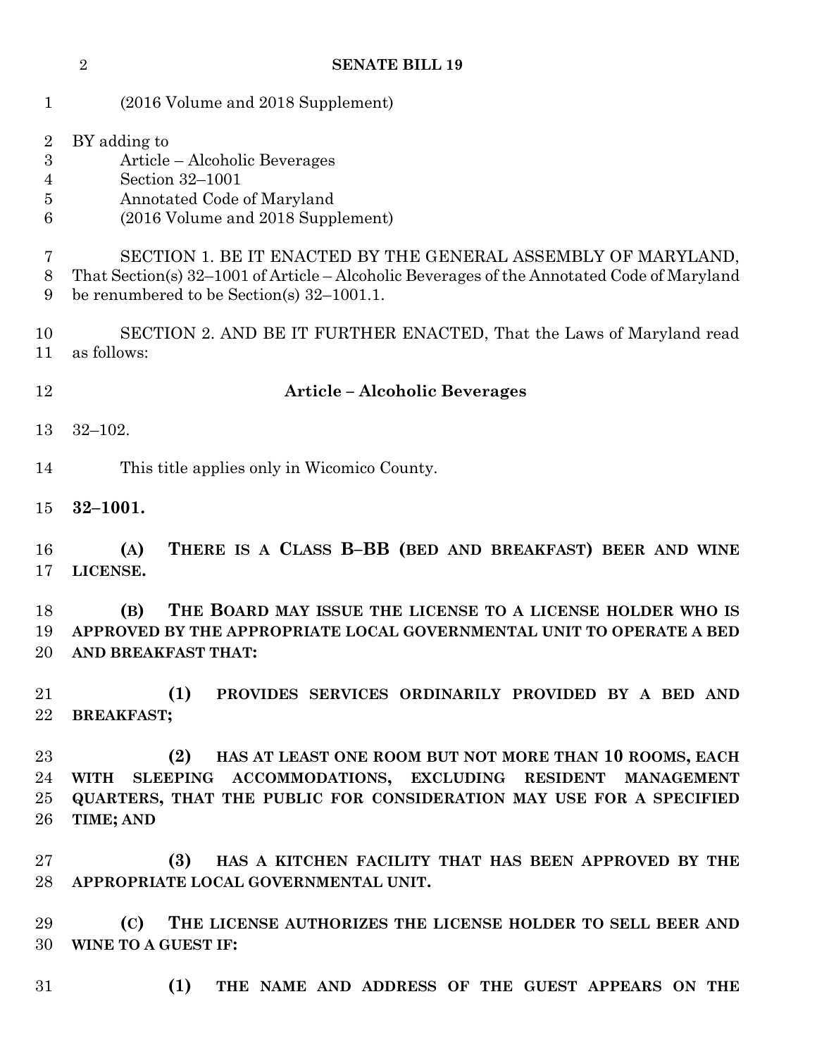(2016 Volume and 2018 Supplement)

BY adding to
Article – Alcoholic Beverages
Section 32–1001
Annotated Code of Maryland
(2016 Volume and 2018 Supplement)

SECTION 1. BE IT ENACTED BY THE GENERAL ASSEMBLY OF MARYLAND, That Section(s) 32–1001 of Article – Alcoholic Beverages of the Annotated Code of Maryland be renumbered to be Section(s) 32–1001.1.

SECTION 2. AND BE IT FURTHER ENACTED, That the Laws of Maryland read as follows:

**Article – Alcoholic Beverages**

32–102.

This title applies only in Wicomico County.

**32–1001.**

**(A) THERE IS A CLASS B–BB (BED AND BREAKFAST) BEER AND WINE LICENSE.**

**(B) THE BOARD MAY ISSUE THE LICENSE TO A LICENSE HOLDER WHO IS APPROVED BY THE APPROPRIATE LOCAL GOVERNMENTAL UNIT TO OPERATE A BED AND BREAKFAST THAT:**

**(1) PROVIDES SERVICES ORDINARILY PROVIDED BY A BED AND BREAKFAST;**

**(2) HAS AT LEAST ONE ROOM BUT NOT MORE THAN 10 ROOMS, EACH WITH SLEEPING ACCOMMODATIONS, EXCLUDING RESIDENT MANAGEMENT QUARTERS, THAT THE PUBLIC FOR CONSIDERATION MAY USE FOR A SPECIFIED TIME; AND**

**(3) HAS A KITCHEN FACILITY THAT HAS BEEN APPROVED BY THE APPROPRIATE LOCAL GOVERNMENTAL UNIT.**

**(C) THE LICENSE AUTHORIZES THE LICENSE HOLDER TO SELL BEER AND WINE TO A GUEST IF:**

**(1) THE NAME AND ADDRESS OF THE GUEST APPEARS ON THE**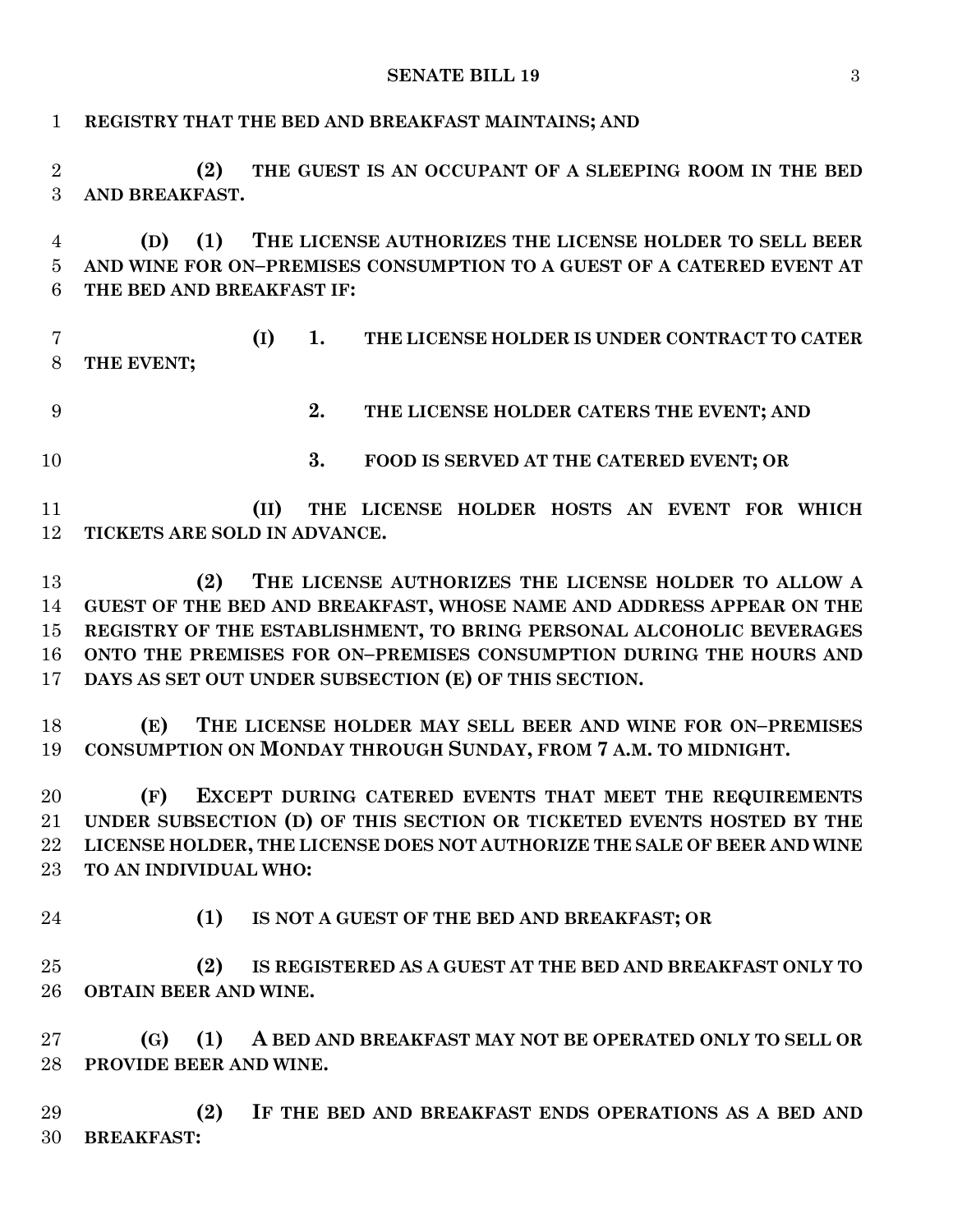**REGISTRY THAT THE BED AND BREAKFAST MAINTAINS; AND**

**(2) THE GUEST IS AN OCCUPANT OF A SLEEPING ROOM IN THE BED AND BREAKFAST.**

**(D) (1) THE LICENSE AUTHORIZES THE LICENSE HOLDER TO SELL BEER AND WINE FOR ON–PREMISES CONSUMPTION TO A GUEST OF A CATERED EVENT AT THE BED AND BREAKFAST IF:**

**(I) 1. THE LICENSE HOLDER IS UNDER CONTRACT TO CATER THE EVENT;**

**2. THE LICENSE HOLDER CATERS THE EVENT; AND**

**3. FOOD IS SERVED AT THE CATERED EVENT; OR**

**(II) THE LICENSE HOLDER HOSTS AN EVENT FOR WHICH TICKETS ARE SOLD IN ADVANCE.**

**(2) THE LICENSE AUTHORIZES THE LICENSE HOLDER TO ALLOW A GUEST OF THE BED AND BREAKFAST, WHOSE NAME AND ADDRESS APPEAR ON THE REGISTRY OF THE ESTABLISHMENT, TO BRING PERSONAL ALCOHOLIC BEVERAGES ONTO THE PREMISES FOR ON–PREMISES CONSUMPTION DURING THE HOURS AND DAYS AS SET OUT UNDER SUBSECTION (E) OF THIS SECTION.**

**(E) THE LICENSE HOLDER MAY SELL BEER AND WINE FOR ON–PREMISES CONSUMPTION ON MONDAY THROUGH SUNDAY, FROM 7 A.M. TO MIDNIGHT.**

**(F) EXCEPT DURING CATERED EVENTS THAT MEET THE REQUIREMENTS UNDER SUBSECTION (D) OF THIS SECTION OR TICKETED EVENTS HOSTED BY THE LICENSE HOLDER, THE LICENSE DOES NOT AUTHORIZE THE SALE OF BEER AND WINE TO AN INDIVIDUAL WHO:**

**(1) IS NOT A GUEST OF THE BED AND BREAKFAST; OR**

**(2) IS REGISTERED AS A GUEST AT THE BED AND BREAKFAST ONLY TO OBTAIN BEER AND WINE.**

**(G) (1) A BED AND BREAKFAST MAY NOT BE OPERATED ONLY TO SELL OR PROVIDE BEER AND WINE.**

**(2) IF THE BED AND BREAKFAST ENDS OPERATIONS AS A BED AND BREAKFAST:**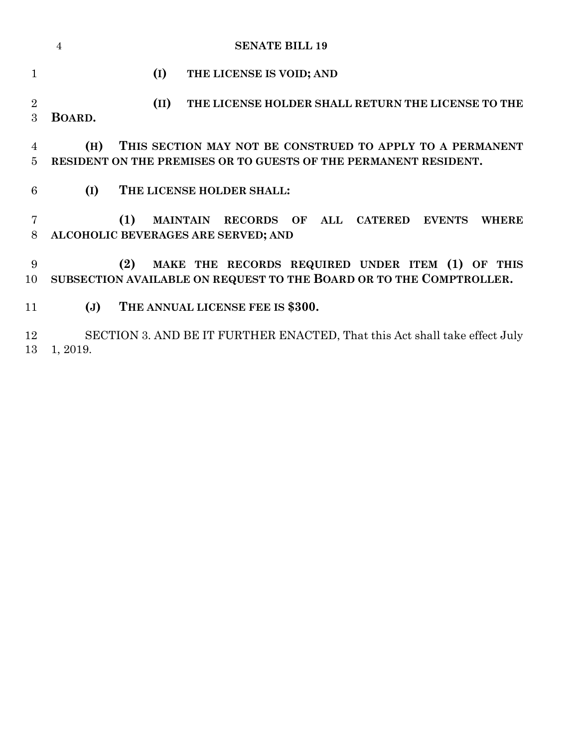**(I) THE LICENSE IS VOID; AND**

**(II) THE LICENSE HOLDER SHALL RETURN THE LICENSE TO THE BOARD.**

**(H) THIS SECTION MAY NOT BE CONSTRUED TO APPLY TO A PERMANENT RESIDENT ON THE PREMISES OR TO GUESTS OF THE PERMANENT RESIDENT.**

**(I) THE LICENSE HOLDER SHALL:**

**(1) MAINTAIN RECORDS OF ALL CATERED EVENTS WHERE ALCOHOLIC BEVERAGES ARE SERVED; AND**

**(2) MAKE THE RECORDS REQUIRED UNDER ITEM (1) OF THIS SUBSECTION AVAILABLE ON REQUEST TO THE BOARD OR TO THE COMPTROLLER.**

**(J) THE ANNUAL LICENSE FEE IS $300.**

SECTION 3. AND BE IT FURTHER ENACTED, That this Act shall take effect July 1, 2019.